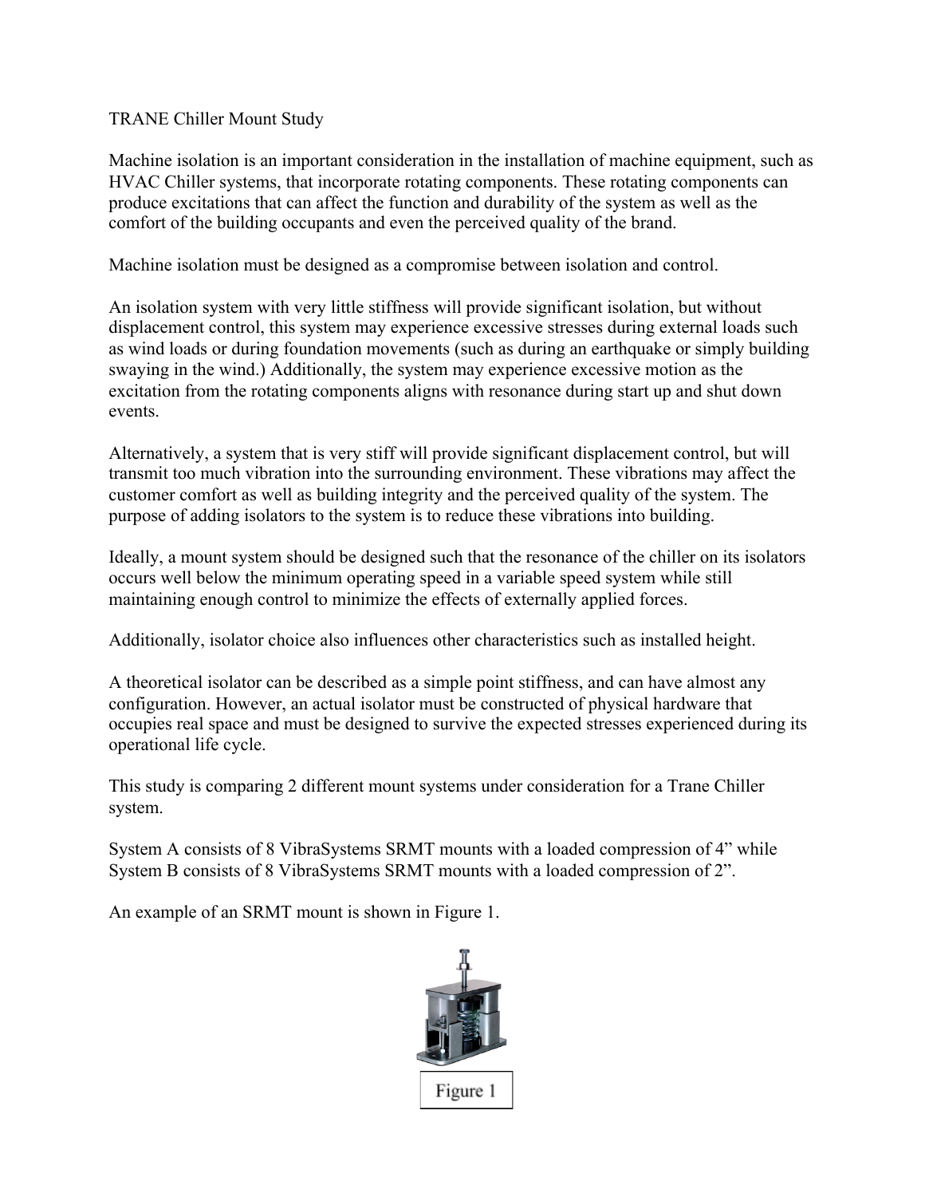# TRANE Chiller Mount Study

Machine isolation is an important consideration in the installation of machine equipment, such as HVAC Chiller systems, that incorporate rotating components. These rotating components can produce excitations that can affect the function and durability of the system as well as the comfort of the building occupants and even the perceived quality of the brand.

Machine isolation must be designed as a compromise between isolation and control.

An isolation system with very little stiffness will provide significant isolation, but without displacement control, this system may experience excessive stresses during external loads such as wind loads or during foundation movements (such as during an earthquake or simply building swaying in the wind.) Additionally, the system may experience excessive motion as the excitation from the rotating components aligns with resonance during start up and shut down events.

Alternatively, a system that is very stiff will provide significant displacement control, but will transmit too much vibration into the surrounding environment. These vibrations may affect the customer comfort as well as building integrity and the perceived quality of the system. The purpose of adding isolators to the system is to reduce these vibrations into building.

Ideally, a mount system should be designed such that the resonance of the chiller on its isolators occurs well below the minimum operating speed in a variable speed system while still maintaining enough control to minimize the effects of externally applied forces.

Additionally, isolator choice also influences other characteristics such as installed height.

A theoretical isolator can be described as a simple point stiffness, and can have almost any configuration. However, an actual isolator must be constructed of physical hardware that occupies real space and must be designed to survive the expected stresses experienced during its operational life cycle.

This study is comparing 2 different mount systems under consideration for a Trane Chiller system.

System A consists of 8 VibraSystems SRMT mounts with a loaded compression of 4" while System B consists of 8 VibraSystems SRMT mounts with a loaded compression of 2".

An example of an SRMT mount is shown in Figure 1.

Figure 1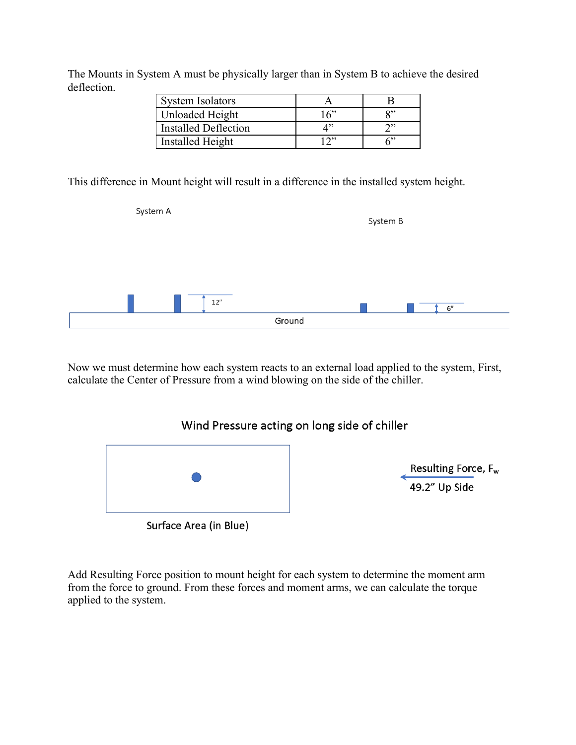The Mounts in System A must be physically larger than in System B to achieve the desired deflection.

| System Isolators | A | B |
|---|---|---|
| Unloaded Height | 16” | 8” |
| Installed Deflection | 4” | 2” |
| Installed Height | 12” | 6” |

This difference in Mount height will result in a difference in the installed system height.

System A

System B

12″

6″

Ground

Now we must determine how each system reacts to an external load applied to the system, First, calculate the Center of Pressure from a wind blowing on the side of the chiller.

Wind Pressure acting on long side of chiller

Surface Area (in Blue)

Resulting Force, $F_w$

49.2” Up Side

Add Resulting Force position to mount height for each system to determine the moment arm from the force to ground. From these forces and moment arms, we can calculate the torque applied to the system.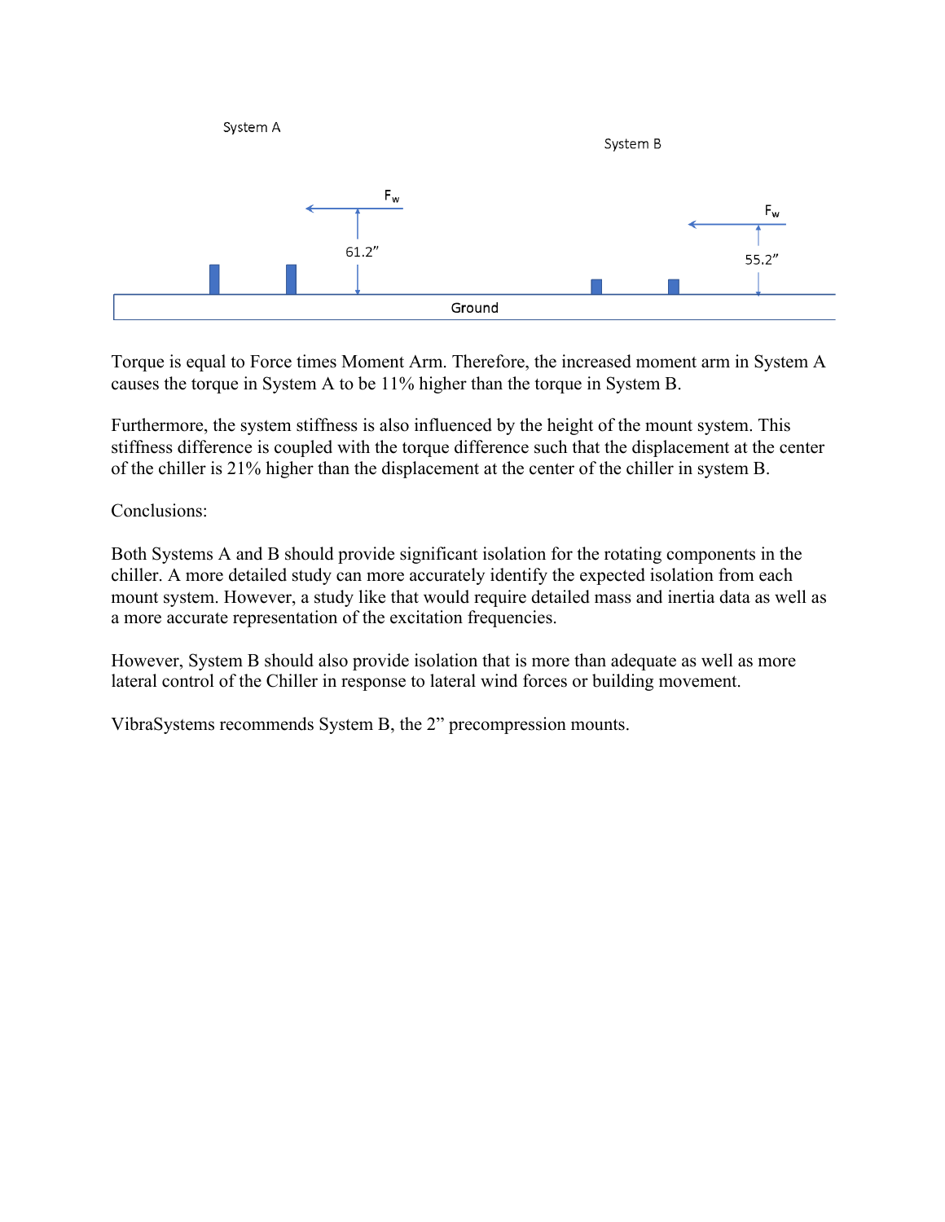System A

System B

$F_w$

61.2”

$F_w$

55.2”

Ground

Torque is equal to Force times Moment Arm. Therefore, the increased moment arm in System A causes the torque in System A to be 11% higher than the torque in System B.

Furthermore, the system stiffness is also influenced by the height of the mount system. This stiffness difference is coupled with the torque difference such that the displacement at the center of the chiller is 21% higher than the displacement at the center of the chiller in system B.

Conclusions:

Both Systems A and B should provide significant isolation for the rotating components in the chiller. A more detailed study can more accurately identify the expected isolation from each mount system. However, a study like that would require detailed mass and inertia data as well as a more accurate representation of the excitation frequencies.

However, System B should also provide isolation that is more than adequate as well as more lateral control of the Chiller in response to lateral wind forces or building movement.

VibraSystems recommends System B, the 2” precompression mounts.